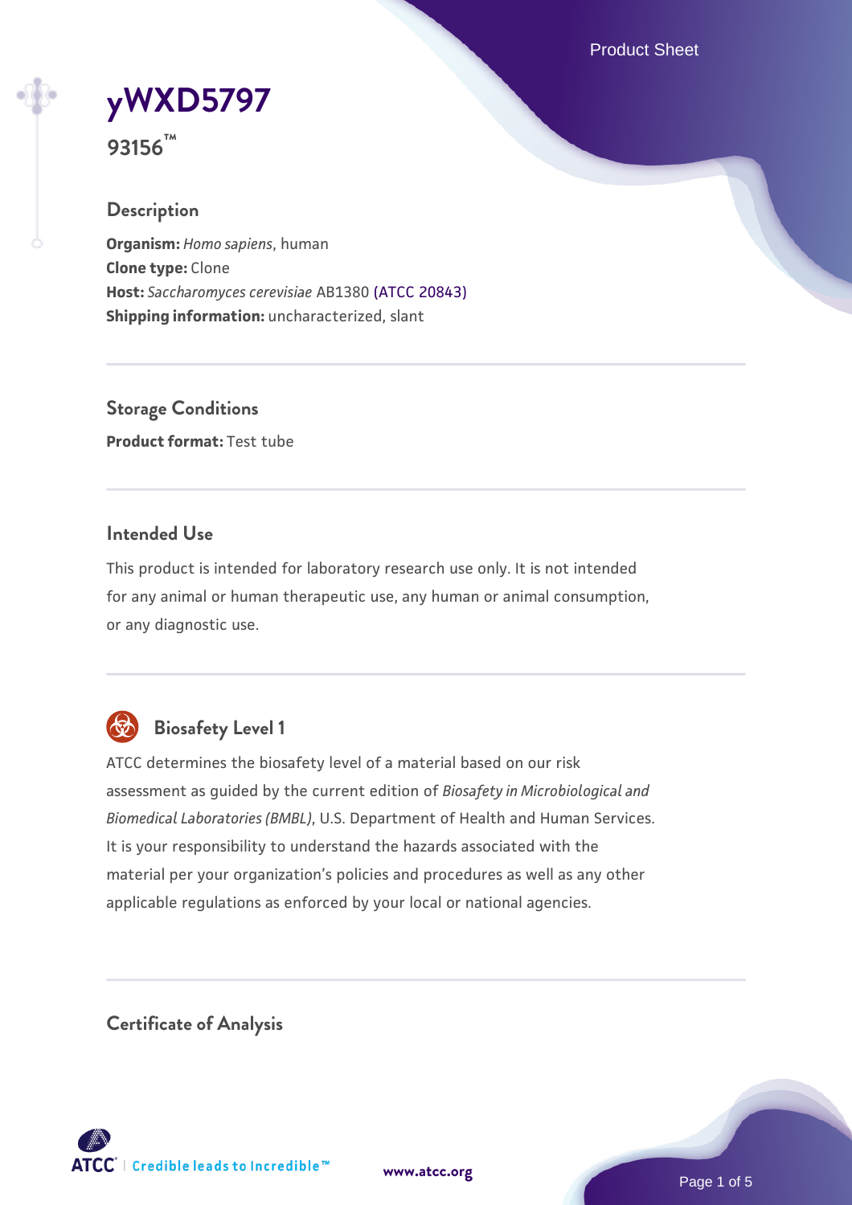# yWXD5797

**93156™**

## Description

**Organism:** *Homo sapiens*, human
**Clone type:** Clone
**Host:** *Saccharomyces cerevisiae* AB1380 (ATCC 20843)
**Shipping information:** uncharacterized, slant

## Storage Conditions

**Product format:** Test tube

## Intended Use

This product is intended for laboratory research use only. It is not intended for any animal or human therapeutic use, any human or animal consumption, or any diagnostic use.

## Biosafety Level 1

ATCC determines the biosafety level of a material based on our risk assessment as guided by the current edition of *Biosafety in Microbiological and Biomedical Laboratories (BMBL)*, U.S. Department of Health and Human Services. It is your responsibility to understand the hazards associated with the material per your organization's policies and procedures as well as any other applicable regulations as enforced by your local or national agencies.

## Certificate of Analysis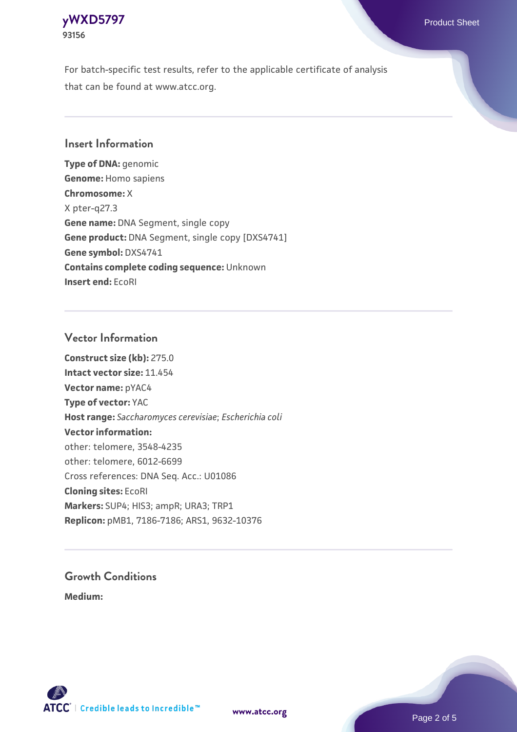For batch-specific test results, refer to the applicable certificate of analysis that can be found at www.atcc.org.

## Insert Information

**Type of DNA:** genomic
**Genome:** Homo sapiens
**Chromosome:** X
X pter-q27.3
**Gene name:** DNA Segment, single copy
**Gene product:** DNA Segment, single copy [DXS4741]
**Gene symbol:** DXS4741
**Contains complete coding sequence:** Unknown
**Insert end:** EcoRI

## Vector Information

**Construct size (kb):** 275.0
**Intact vector size:** 11.454
**Vector name:** pYAC4
**Type of vector:** YAC
**Host range:** *Saccharomyces cerevisiae*; *Escherichia coli*
**Vector information:**
other: telomere, 3548-4235
other: telomere, 6012-6699
Cross references: DNA Seq. Acc.: U01086
**Cloning sites:** EcoRI
**Markers:** SUP4; HIS3; ampR; URA3; TRP1
**Replicon:** pMB1, 7186-7186; ARS1, 9632-10376

## Growth Conditions

**Medium:**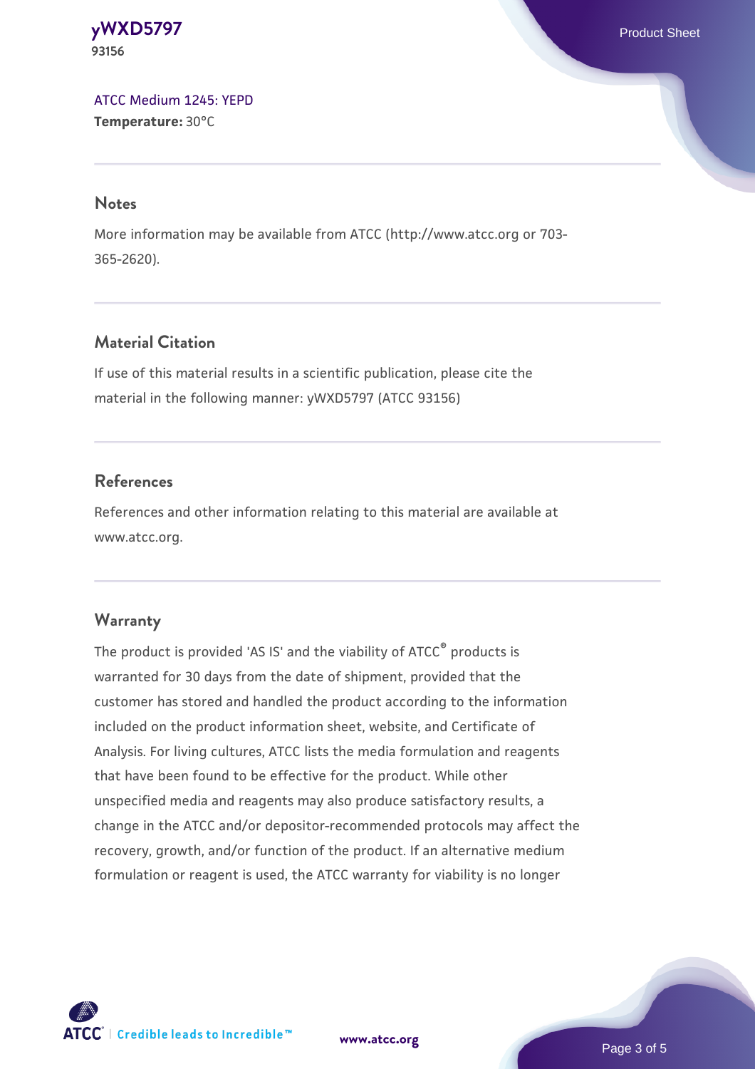[ATCC Medium 1245: YEPD](#)
**Temperature:** 30°C

## Notes

More information may be available from ATCC (http://www.atcc.org or 703-365-2620).

## Material Citation

If use of this material results in a scientific publication, please cite the material in the following manner: yWXD5797 (ATCC 93156)

## References

References and other information relating to this material are available at www.atcc.org.

## Warranty

The product is provided 'AS IS' and the viability of ATCC® products is warranted for 30 days from the date of shipment, provided that the customer has stored and handled the product according to the information included on the product information sheet, website, and Certificate of Analysis. For living cultures, ATCC lists the media formulation and reagents that have been found to be effective for the product. While other unspecified media and reagents may also produce satisfactory results, a change in the ATCC and/or depositor-recommended protocols may affect the recovery, growth, and/or function of the product. If an alternative medium formulation or reagent is used, the ATCC warranty for viability is no longer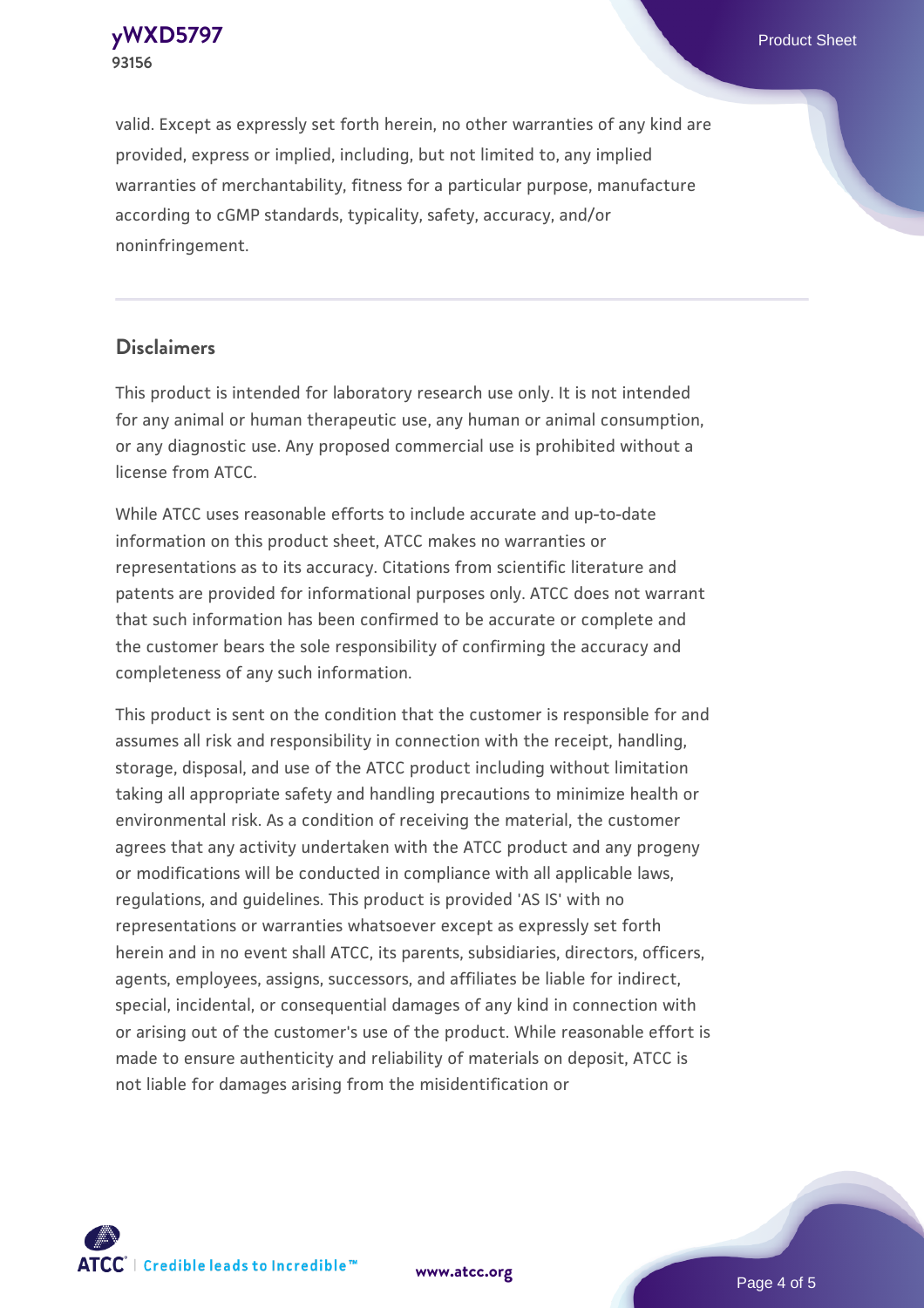valid. Except as expressly set forth herein, no other warranties of any kind are provided, express or implied, including, but not limited to, any implied warranties of merchantability, fitness for a particular purpose, manufacture according to cGMP standards, typicality, safety, accuracy, and/or noninfringement.

## Disclaimers

This product is intended for laboratory research use only. It is not intended for any animal or human therapeutic use, any human or animal consumption, or any diagnostic use. Any proposed commercial use is prohibited without a license from ATCC.

While ATCC uses reasonable efforts to include accurate and up-to-date information on this product sheet, ATCC makes no warranties or representations as to its accuracy. Citations from scientific literature and patents are provided for informational purposes only. ATCC does not warrant that such information has been confirmed to be accurate or complete and the customer bears the sole responsibility of confirming the accuracy and completeness of any such information.

This product is sent on the condition that the customer is responsible for and assumes all risk and responsibility in connection with the receipt, handling, storage, disposal, and use of the ATCC product including without limitation taking all appropriate safety and handling precautions to minimize health or environmental risk. As a condition of receiving the material, the customer agrees that any activity undertaken with the ATCC product and any progeny or modifications will be conducted in compliance with all applicable laws, regulations, and guidelines. This product is provided 'AS IS' with no representations or warranties whatsoever except as expressly set forth herein and in no event shall ATCC, its parents, subsidiaries, directors, officers, agents, employees, assigns, successors, and affiliates be liable for indirect, special, incidental, or consequential damages of any kind in connection with or arising out of the customer's use of the product. While reasonable effort is made to ensure authenticity and reliability of materials on deposit, ATCC is not liable for damages arising from the misidentification or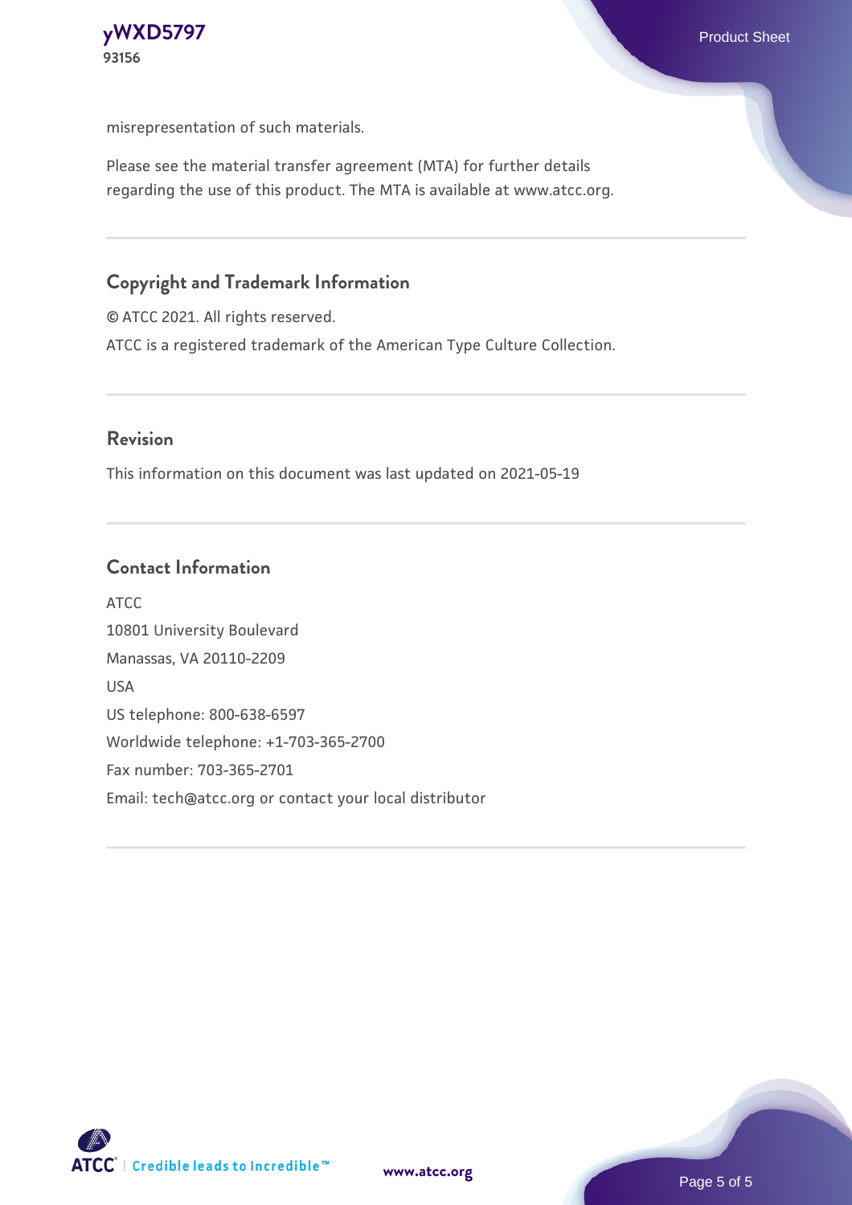misrepresentation of such materials.

Please see the material transfer agreement (MTA) for further details regarding the use of this product. The MTA is available at www.atcc.org.

## Copyright and Trademark Information

© ATCC 2021. All rights reserved.

ATCC is a registered trademark of the American Type Culture Collection.

## Revision

This information on this document was last updated on 2021-05-19

## Contact Information

ATCC
10801 University Boulevard
Manassas, VA 20110-2209
USA
US telephone: 800-638-6597
Worldwide telephone: +1-703-365-2700
Fax number: 703-365-2701
Email: tech@atcc.org or contact your local distributor